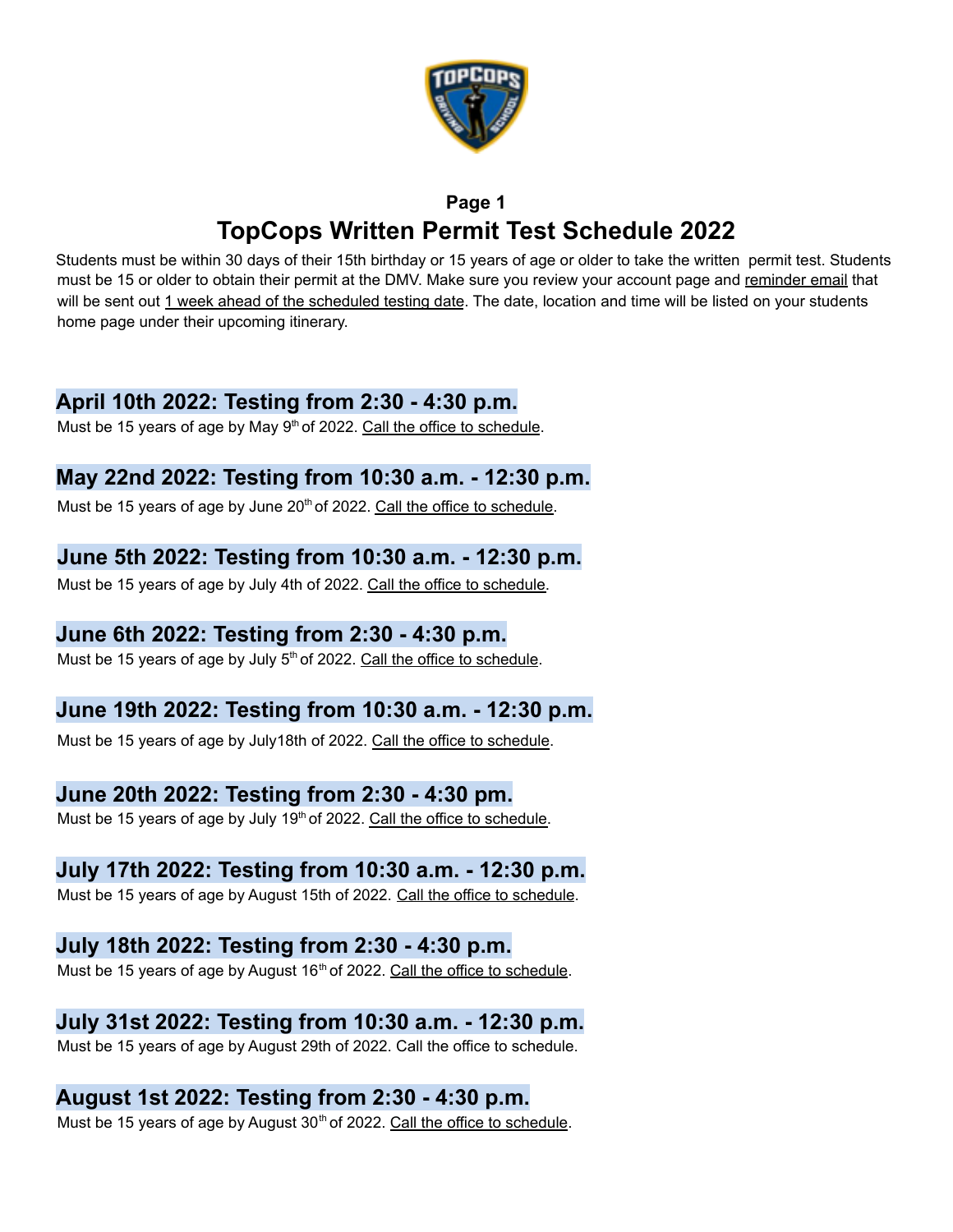**Page 1**

# TopCops Written Permit Test Schedule 2022

Students must be within 30 days of their 15th birthday or 15 years of age or older to take the written permit test. Students must be 15 or older to obtain their permit at the DMV. Make sure you review your account page and reminder email that will be sent out 1 week ahead of the scheduled testing date. The date, location and time will be listed on your students home page under their upcoming itinerary.

## April 10th 2022: Testing from 2:30 - 4:30 p.m.

Must be 15 years of age by May 9th of 2022. Call the office to schedule.

## May 22nd 2022: Testing from 10:30 a.m. - 12:30 p.m.

Must be 15 years of age by June 20th of 2022. Call the office to schedule.

## June 5th 2022: Testing from 10:30 a.m. - 12:30 p.m.

Must be 15 years of age by July 4th of 2022. Call the office to schedule.

## June 6th 2022: Testing from 2:30 - 4:30 p.m.

Must be 15 years of age by July 5th of 2022. Call the office to schedule.

## June 19th 2022: Testing from 10:30 a.m. - 12:30 p.m.

Must be 15 years of age by July18th of 2022. Call the office to schedule.

## June 20th 2022: Testing from 2:30 - 4:30 pm.

Must be 15 years of age by July 19th of 2022. Call the office to schedule.

## July 17th 2022: Testing from 10:30 a.m. - 12:30 p.m.

Must be 15 years of age by August 15th of 2022. Call the office to schedule.

## July 18th 2022: Testing from 2:30 - 4:30 p.m.

Must be 15 years of age by August 16th of 2022. Call the office to schedule.

## July 31st 2022: Testing from 10:30 a.m. - 12:30 p.m.

Must be 15 years of age by August 29th of 2022. Call the office to schedule.

## August 1st 2022: Testing from 2:30 - 4:30 p.m.

Must be 15 years of age by August 30th of 2022. Call the office to schedule.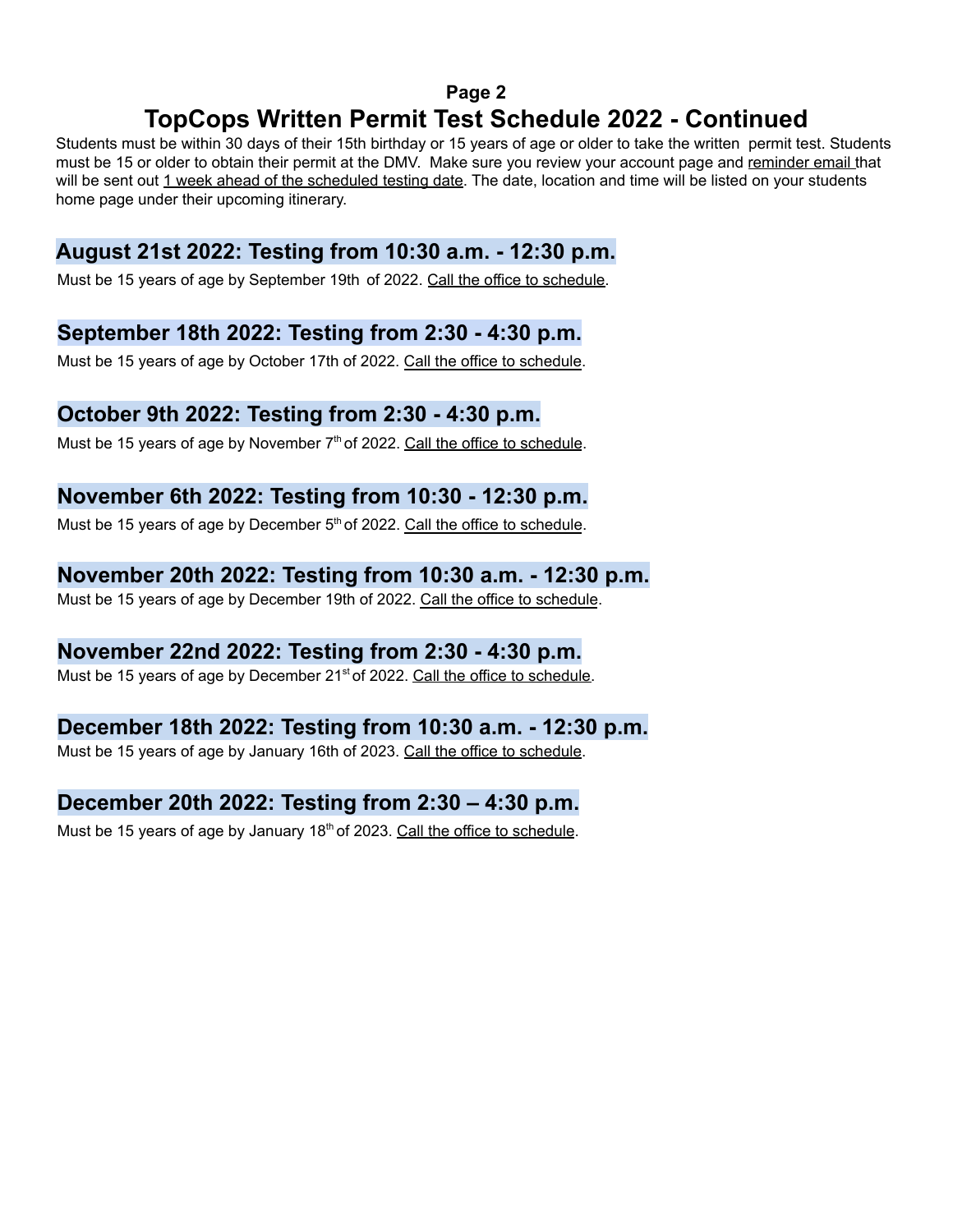**Page 2**

# TopCops Written Permit Test Schedule 2022 - Continued

Students must be within 30 days of their 15th birthday or 15 years of age or older to take the written permit test. Students must be 15 or older to obtain their permit at the DMV. Make sure you review your account page and reminder email that will be sent out 1 week ahead of the scheduled testing date. The date, location and time will be listed on your students home page under their upcoming itinerary.

## August 21st 2022: Testing from 10:30 a.m. - 12:30 p.m.

Must be 15 years of age by September 19th of 2022. Call the office to schedule.

## September 18th 2022: Testing from 2:30 - 4:30 p.m.

Must be 15 years of age by October 17th of 2022. Call the office to schedule.

## October 9th 2022: Testing from 2:30 - 4:30 p.m.

Must be 15 years of age by November 7th of 2022. Call the office to schedule.

## November 6th 2022: Testing from 10:30 - 12:30 p.m.

Must be 15 years of age by December 5th of 2022. Call the office to schedule.

## November 20th 2022: Testing from 10:30 a.m. - 12:30 p.m.

Must be 15 years of age by December 19th of 2022. Call the office to schedule.

## November 22nd 2022: Testing from 2:30 - 4:30 p.m.

Must be 15 years of age by December 21st of 2022. Call the office to schedule.

## December 18th 2022: Testing from 10:30 a.m. - 12:30 p.m.

Must be 15 years of age by January 16th of 2023. Call the office to schedule.

## December 20th 2022: Testing from 2:30 – 4:30 p.m.

Must be 15 years of age by January 18th of 2023. Call the office to schedule.